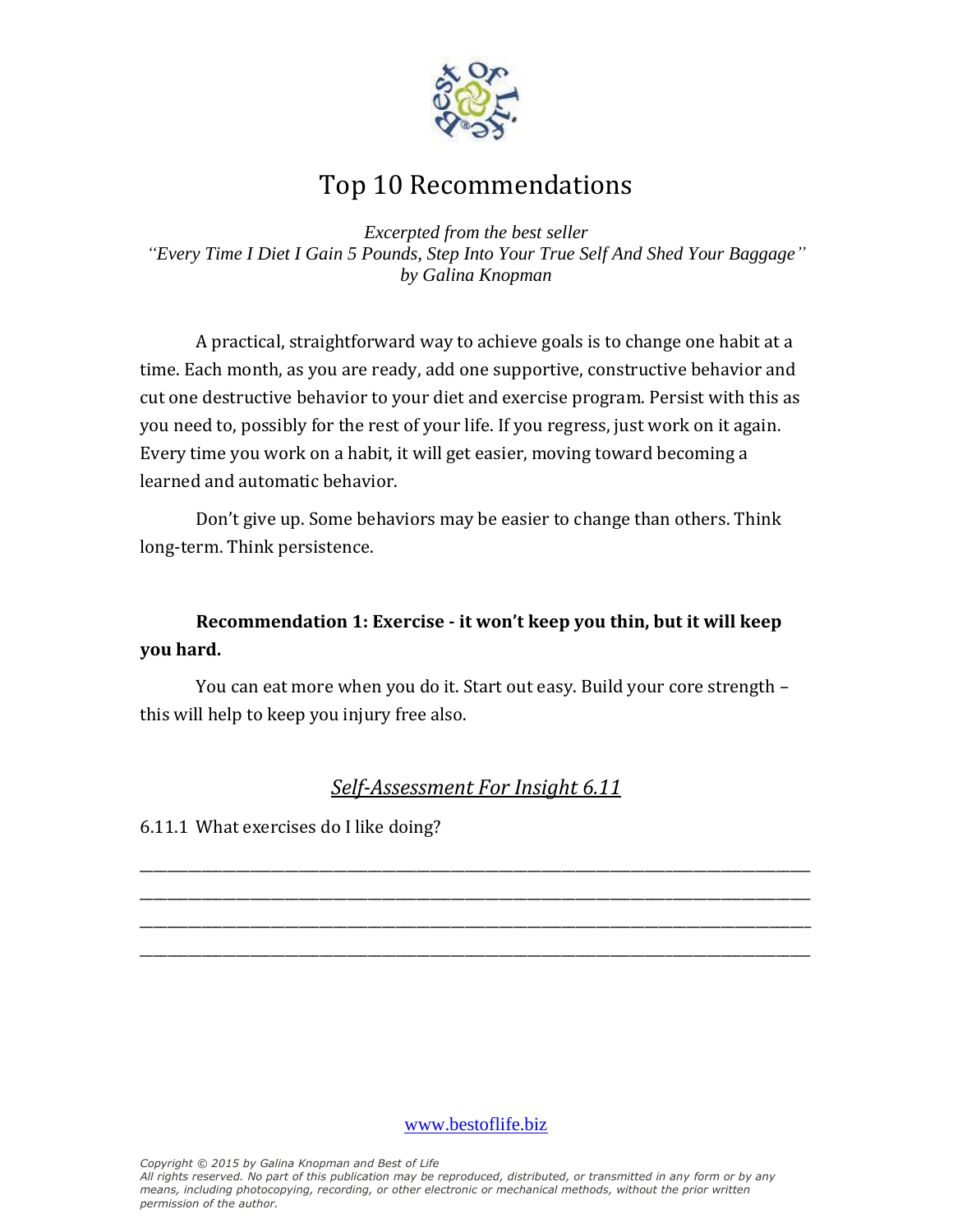# Top 10 Recommendations

*Excerpted from the best seller*
*"Every Time I Diet I Gain 5 Pounds, Step Into Your True Self And Shed Your Baggage"*
*by Galina Knopman*

A practical, straightforward way to achieve goals is to change one habit at a time. Each month, as you are ready, add one supportive, constructive behavior and cut one destructive behavior to your diet and exercise program. Persist with this as you need to, possibly for the rest of your life. If you regress, just work on it again. Every time you work on a habit, it will get easier, moving toward becoming a learned and automatic behavior.

Don't give up. Some behaviors may be easier to change than others. Think long-term. Think persistence.

**Recommendation 1: Exercise - it won't keep you thin, but it will keep you hard.**

You can eat more when you do it. Start out easy. Build your core strength – this will help to keep you injury free also.

## *Self-Assessment For Insight 6.11*

6.11.1 What exercises do I like doing?

_______________________________________________________________________________

_______________________________________________________________________________

_______________________________________________________________________________

_______________________________________________________________________________

www.bestoflife.biz

*Copyright © 2015 by Galina Knopman and Best of Life*
*All rights reserved. No part of this publication may be reproduced, distributed, or transmitted in any form or by any means, including photocopying, recording, or other electronic or mechanical methods, without the prior written permission of the author.*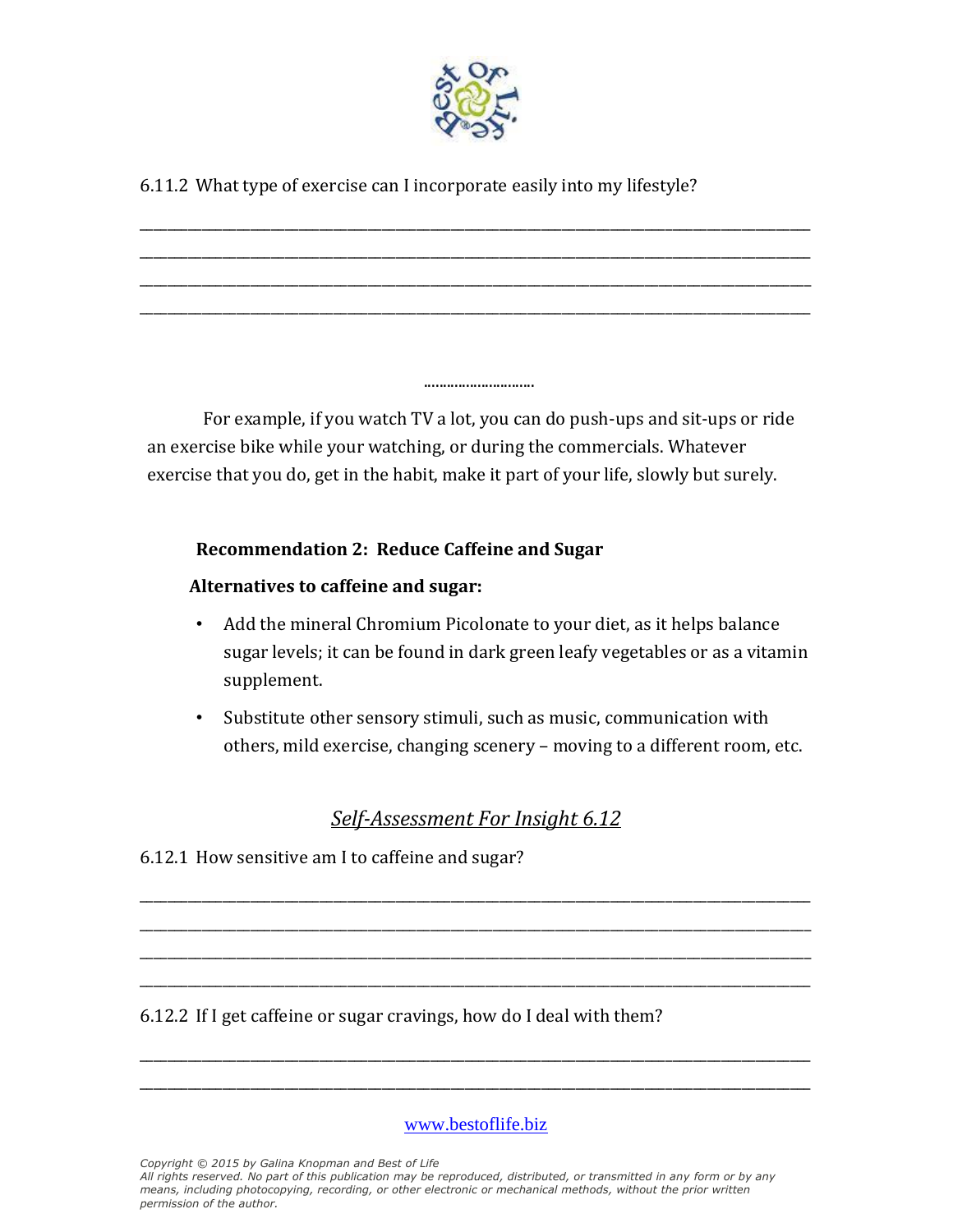6.11.2 What type of exercise can I incorporate easily into my lifestyle?

\_\_\_\_\_\_\_\_\_\_\_\_\_\_\_\_\_\_\_\_\_\_\_\_\_\_\_\_\_\_\_\_\_\_\_\_\_\_\_\_\_\_\_\_\_\_\_\_\_\_\_\_\_\_\_\_\_\_\_\_\_\_\_\_\_\_\_\_\_\_\_\_\_\_\_\_\_\_
\_\_\_\_\_\_\_\_\_\_\_\_\_\_\_\_\_\_\_\_\_\_\_\_\_\_\_\_\_\_\_\_\_\_\_\_\_\_\_\_\_\_\_\_\_\_\_\_\_\_\_\_\_\_\_\_\_\_\_\_\_\_\_\_\_\_\_\_\_\_\_\_\_\_\_\_\_\_
\_\_\_\_\_\_\_\_\_\_\_\_\_\_\_\_\_\_\_\_\_\_\_\_\_\_\_\_\_\_\_\_\_\_\_\_\_\_\_\_\_\_\_\_\_\_\_\_\_\_\_\_\_\_\_\_\_\_\_\_\_\_\_\_\_\_\_\_\_\_\_\_\_\_\_\_\_\_
\_\_\_\_\_\_\_\_\_\_\_\_\_\_\_\_\_\_\_\_\_\_\_\_\_\_\_\_\_\_\_\_\_\_\_\_\_\_\_\_\_\_\_\_\_\_\_\_\_\_\_\_\_\_\_\_\_\_\_\_\_\_\_\_\_\_\_\_\_\_\_\_\_\_\_\_\_\_

...........................

For example, if you watch TV a lot, you can do push-ups and sit-ups or ride an exercise bike while your watching, or during the commercials. Whatever exercise that you do, get in the habit, make it part of your life, slowly but surely.

**Recommendation 2: Reduce Caffeine and Sugar**

**Alternatives to caffeine and sugar:**

- Add the mineral Chromium Picolonate to your diet, as it helps balance sugar levels; it can be found in dark green leafy vegetables or as a vitamin supplement.
- Substitute other sensory stimuli, such as music, communication with others, mild exercise, changing scenery – moving to a different room, etc.

## *Self-Assessment For Insight 6.12*

6.12.1 How sensitive am I to caffeine and sugar?

\_\_\_\_\_\_\_\_\_\_\_\_\_\_\_\_\_\_\_\_\_\_\_\_\_\_\_\_\_\_\_\_\_\_\_\_\_\_\_\_\_\_\_\_\_\_\_\_\_\_\_\_\_\_\_\_\_\_\_\_\_\_\_\_\_\_\_\_\_\_\_\_\_\_\_\_\_\_
\_\_\_\_\_\_\_\_\_\_\_\_\_\_\_\_\_\_\_\_\_\_\_\_\_\_\_\_\_\_\_\_\_\_\_\_\_\_\_\_\_\_\_\_\_\_\_\_\_\_\_\_\_\_\_\_\_\_\_\_\_\_\_\_\_\_\_\_\_\_\_\_\_\_\_\_\_\_
\_\_\_\_\_\_\_\_\_\_\_\_\_\_\_\_\_\_\_\_\_\_\_\_\_\_\_\_\_\_\_\_\_\_\_\_\_\_\_\_\_\_\_\_\_\_\_\_\_\_\_\_\_\_\_\_\_\_\_\_\_\_\_\_\_\_\_\_\_\_\_\_\_\_\_\_\_\_
\_\_\_\_\_\_\_\_\_\_\_\_\_\_\_\_\_\_\_\_\_\_\_\_\_\_\_\_\_\_\_\_\_\_\_\_\_\_\_\_\_\_\_\_\_\_\_\_\_\_\_\_\_\_\_\_\_\_\_\_\_\_\_\_\_\_\_\_\_\_\_\_\_\_\_\_\_\_

6.12.2 If I get caffeine or sugar cravings, how do I deal with them?

\_\_\_\_\_\_\_\_\_\_\_\_\_\_\_\_\_\_\_\_\_\_\_\_\_\_\_\_\_\_\_\_\_\_\_\_\_\_\_\_\_\_\_\_\_\_\_\_\_\_\_\_\_\_\_\_\_\_\_\_\_\_\_\_\_\_\_\_\_\_\_\_\_\_\_\_\_\_
\_\_\_\_\_\_\_\_\_\_\_\_\_\_\_\_\_\_\_\_\_\_\_\_\_\_\_\_\_\_\_\_\_\_\_\_\_\_\_\_\_\_\_\_\_\_\_\_\_\_\_\_\_\_\_\_\_\_\_\_\_\_\_\_\_\_\_\_\_\_\_\_\_\_\_\_\_\_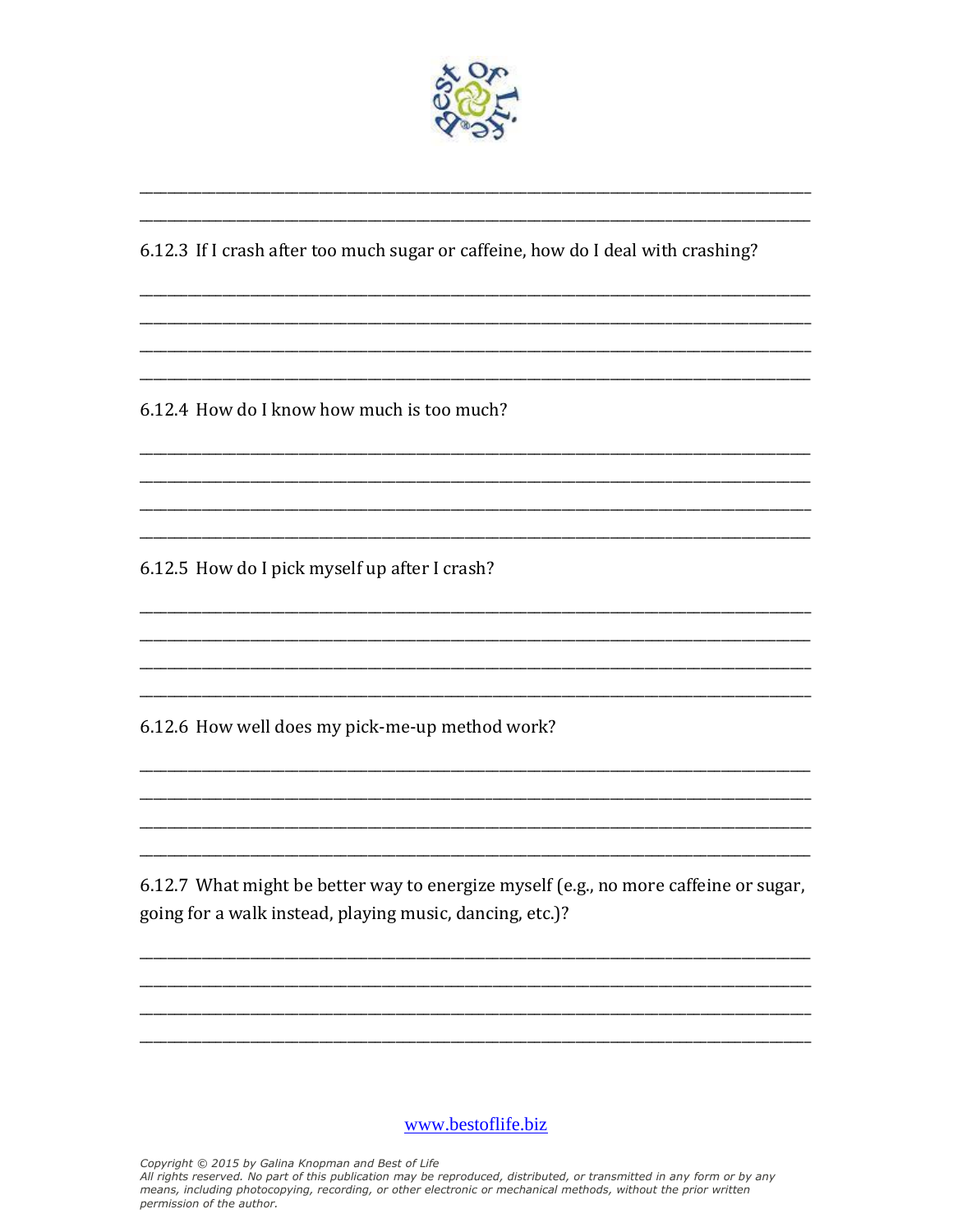6.12.3 If I crash after too much sugar or caffeine, how do I deal with crashing?

6.12.4 How do I know how much is too much?

6.12.5 How do I pick myself up after I crash?

6.12.6 How well does my pick-me-up method work?

6.12.7 What might be better way to energize myself (e.g., no more caffeine or sugar, going for a walk instead, playing music, dancing, etc.)?

www.bestoflife.biz

*Copyright © 2015 by Galina Knopman and Best of Life*
*All rights reserved. No part of this publication may be reproduced, distributed, or transmitted in any form or by any means, including photocopying, recording, or other electronic or mechanical methods, without the prior written permission of the author.*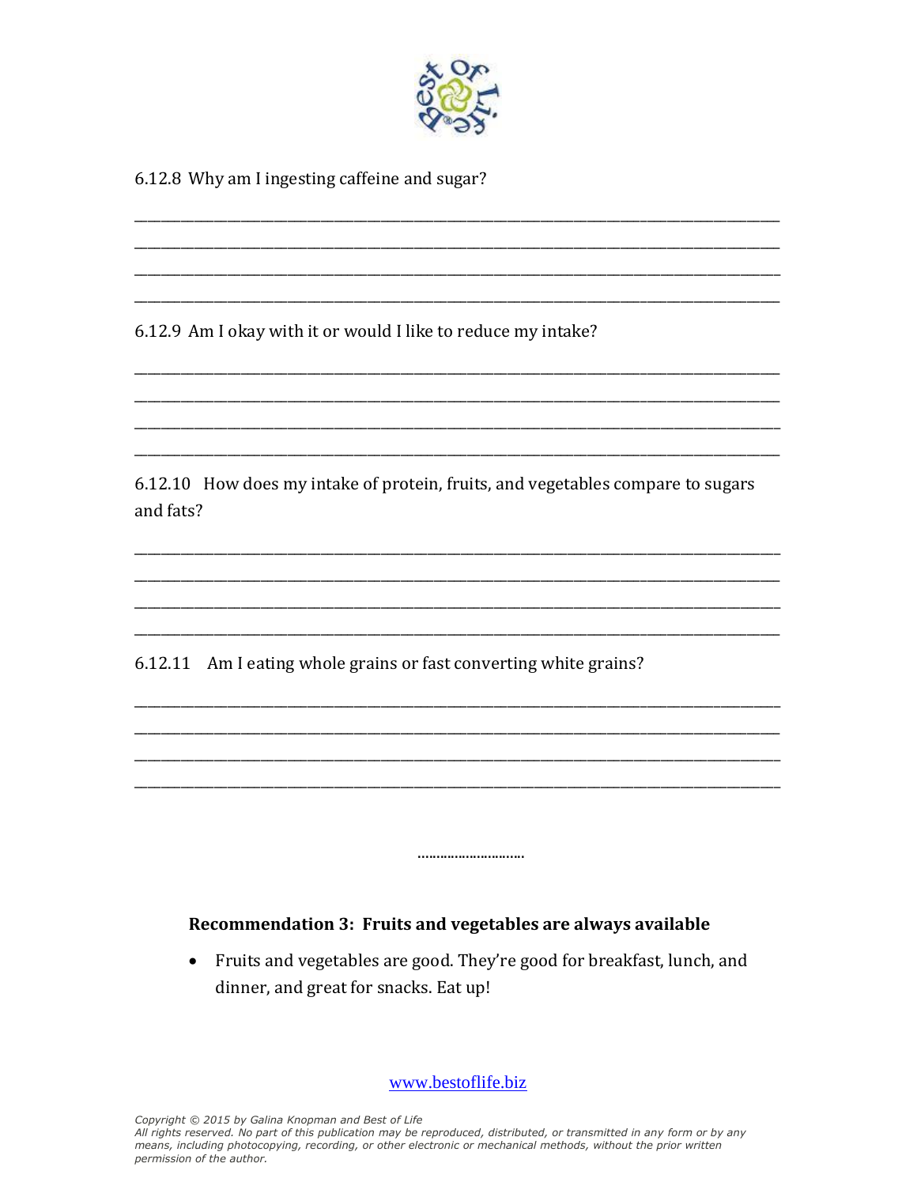6.12.8 Why am I ingesting caffeine and sugar?

_______________________________________________________________________________
_______________________________________________________________________________
_______________________________________________________________________________
_______________________________________________________________________________

6.12.9 Am I okay with it or would I like to reduce my intake?

_______________________________________________________________________________
_______________________________________________________________________________
_______________________________________________________________________________
_______________________________________________________________________________

6.12.10 How does my intake of protein, fruits, and vegetables compare to sugars and fats?

_______________________________________________________________________________
_______________________________________________________________________________
_______________________________________________________________________________
_______________________________________________________________________________

6.12.11 Am I eating whole grains or fast converting white grains?

_______________________________________________________________________________
_______________________________________________________________________________
_______________________________________________________________________________
_______________________________________________________________________________

………………………

**Recommendation 3: Fruits and vegetables are always available**

- Fruits and vegetables are good. They're good for breakfast, lunch, and dinner, and great for snacks. Eat up!

www.bestoflife.biz

*Copyright © 2015 by Galina Knopman and Best of Life*
*All rights reserved. No part of this publication may be reproduced, distributed, or transmitted in any form or by any means, including photocopying, recording, or other electronic or mechanical methods, without the prior written permission of the author.*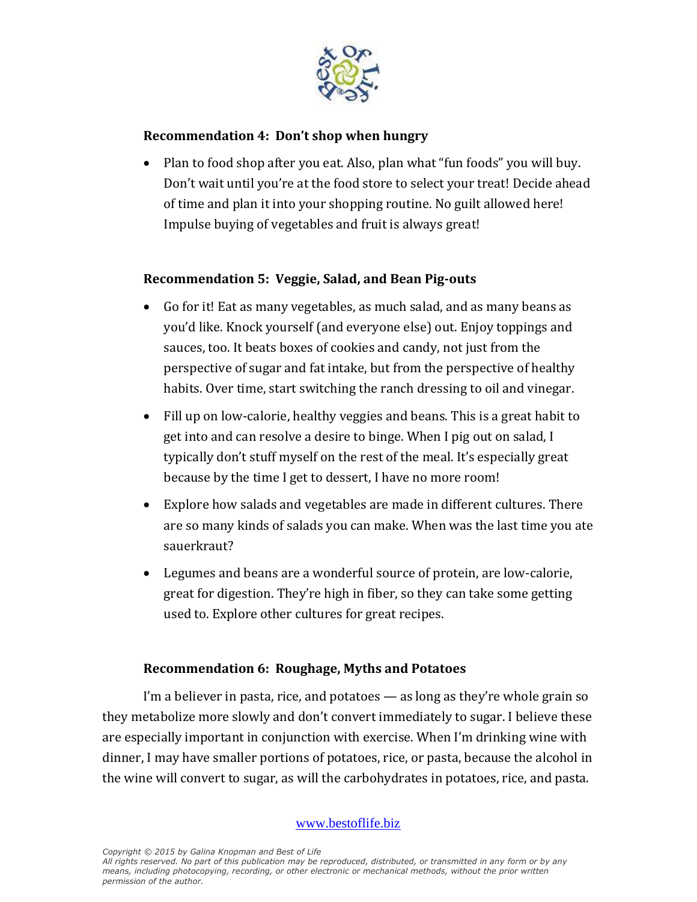**Recommendation 4: Don't shop when hungry**

- Plan to food shop after you eat. Also, plan what "fun foods" you will buy. Don't wait until you're at the food store to select your treat! Decide ahead of time and plan it into your shopping routine. No guilt allowed here! Impulse buying of vegetables and fruit is always great!

**Recommendation 5: Veggie, Salad, and Bean Pig-outs**

- Go for it! Eat as many vegetables, as much salad, and as many beans as you'd like. Knock yourself (and everyone else) out. Enjoy toppings and sauces, too. It beats boxes of cookies and candy, not just from the perspective of sugar and fat intake, but from the perspective of healthy habits. Over time, start switching the ranch dressing to oil and vinegar.
- Fill up on low-calorie, healthy veggies and beans. This is a great habit to get into and can resolve a desire to binge. When I pig out on salad, I typically don't stuff myself on the rest of the meal. It's especially great because by the time I get to dessert, I have no more room!
- Explore how salads and vegetables are made in different cultures. There are so many kinds of salads you can make. When was the last time you ate sauerkraut?
- Legumes and beans are a wonderful source of protein, are low-calorie, great for digestion. They're high in fiber, so they can take some getting used to. Explore other cultures for great recipes.

**Recommendation 6: Roughage, Myths and Potatoes**

I'm a believer in pasta, rice, and potatoes — as long as they're whole grain so they metabolize more slowly and don't convert immediately to sugar. I believe these are especially important in conjunction with exercise. When I'm drinking wine with dinner, I may have smaller portions of potatoes, rice, or pasta, because the alcohol in the wine will convert to sugar, as will the carbohydrates in potatoes, rice, and pasta.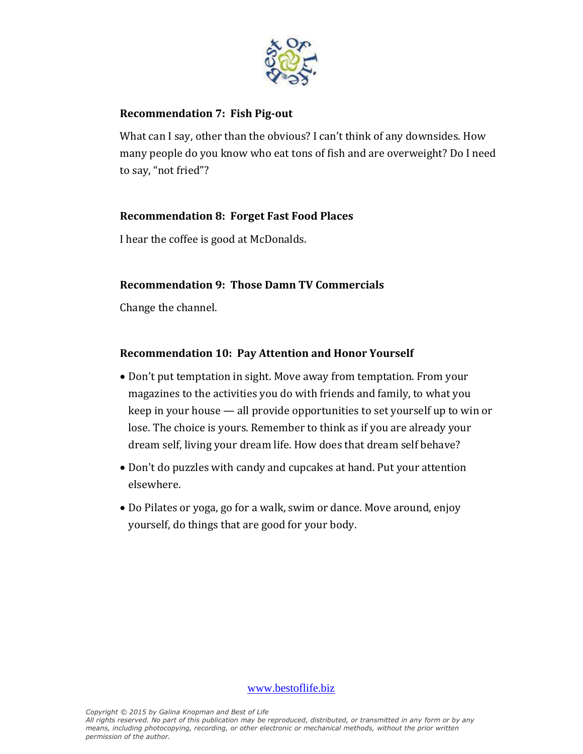**Recommendation 7: Fish Pig-out**

What can I say, other than the obvious? I can't think of any downsides. How many people do you know who eat tons of fish and are overweight? Do I need to say, "not fried"?

**Recommendation 8: Forget Fast Food Places**

I hear the coffee is good at McDonalds.

**Recommendation 9: Those Damn TV Commercials**

Change the channel.

**Recommendation 10: Pay Attention and Honor Yourself**

- Don't put temptation in sight. Move away from temptation. From your magazines to the activities you do with friends and family, to what you keep in your house — all provide opportunities to set yourself up to win or lose. The choice is yours. Remember to think as if you are already your dream self, living your dream life. How does that dream self behave?
- Don't do puzzles with candy and cupcakes at hand. Put your attention elsewhere.
- Do Pilates or yoga, go for a walk, swim or dance. Move around, enjoy yourself, do things that are good for your body.

www.bestoflife.biz

*Copyright © 2015 by Galina Knopman and Best of Life*
*All rights reserved. No part of this publication may be reproduced, distributed, or transmitted in any form or by any means, including photocopying, recording, or other electronic or mechanical methods, without the prior written permission of the author.*